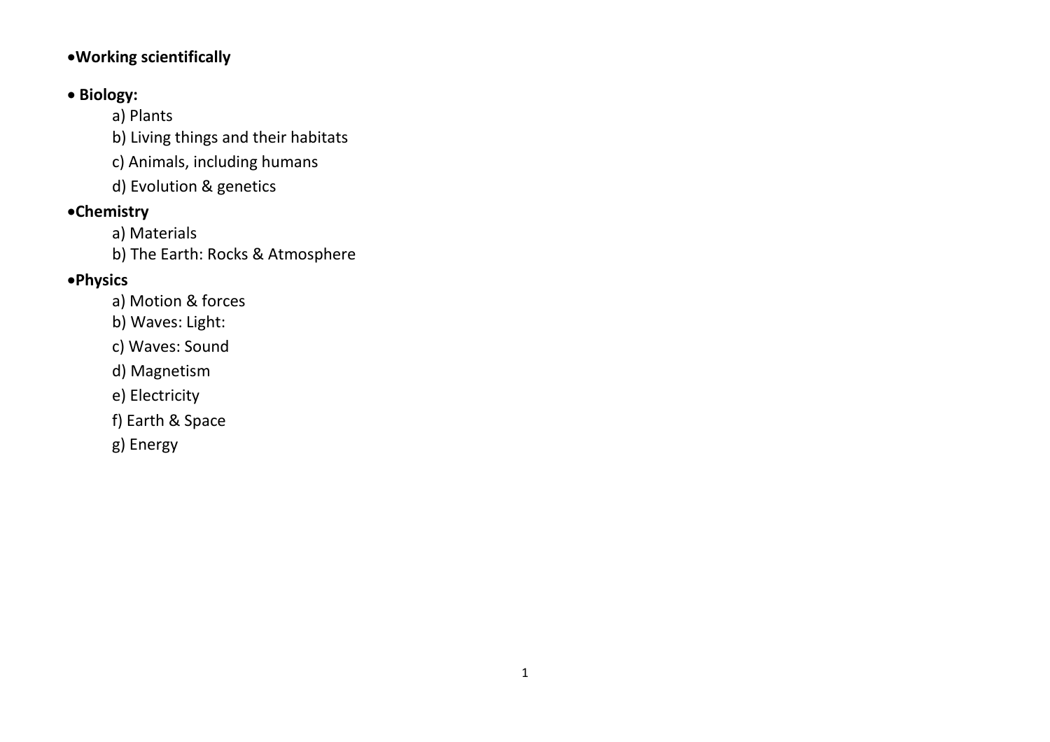- **Working scientifically**

- **Biology:**
  - a) Plants
  - b) Living things and their habitats
  - c) Animals, including humans
  - d) Evolution & genetics

- **Chemistry**
  - a) Materials
  - b) The Earth: Rocks & Atmosphere

- **Physics**
  - a) Motion & forces
  - b) Waves: Light:
  - c) Waves: Sound
  - d) Magnetism
  - e) Electricity
  - f) Earth & Space
  - g) Energy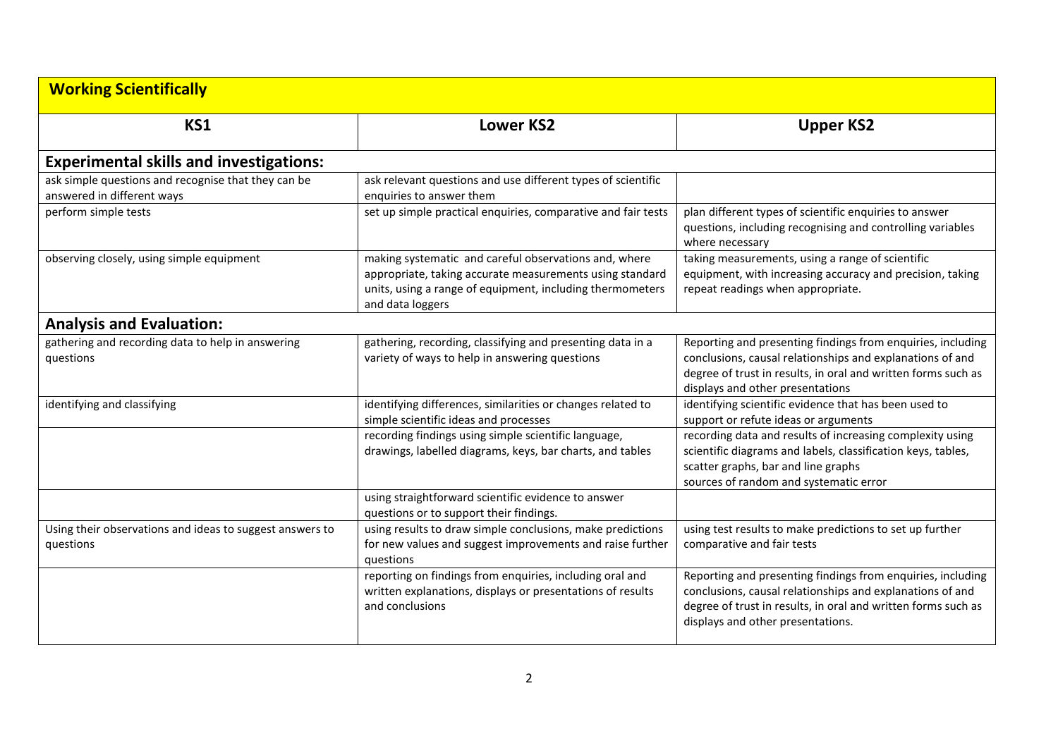| **Working Scientifically** | | |
|---|---|---|
| **KS1** | **Lower KS2** | **Upper KS2** |
| **Experimental skills and investigations:** | | |
| ask simple questions and recognise that they can be answered in different ways | ask relevant questions and use different types of scientific enquiries to answer them | |
| perform simple tests | set up simple practical enquiries, comparative and fair tests | plan different types of scientific enquiries to answer questions, including recognising and controlling variables where necessary |
| observing closely, using simple equipment | making systematic and careful observations and, where appropriate, taking accurate measurements using standard units, using a range of equipment, including thermometers and data loggers | taking measurements, using a range of scientific equipment, with increasing accuracy and precision, taking repeat readings when appropriate. |
| **Analysis and Evaluation:** | | |
| gathering and recording data to help in answering questions | gathering, recording, classifying and presenting data in a variety of ways to help in answering questions | Reporting and presenting findings from enquiries, including conclusions, causal relationships and explanations of and degree of trust in results, in oral and written forms such as displays and other presentations |
| identifying and classifying | identifying differences, similarities or changes related to simple scientific ideas and processes | identifying scientific evidence that has been used to support or refute ideas or arguments |
| | recording findings using simple scientific language, drawings, labelled diagrams, keys, bar charts, and tables | recording data and results of increasing complexity using scientific diagrams and labels, classification keys, tables, scatter graphs, bar and line graphs<br>sources of random and systematic error |
| | using straightforward scientific evidence to answer questions or to support their findings. | |
| Using their observations and ideas to suggest answers to questions | using results to draw simple conclusions, make predictions for new values and suggest improvements and raise further questions | using test results to make predictions to set up further comparative and fair tests |
| | reporting on findings from enquiries, including oral and written explanations, displays or presentations of results and conclusions | Reporting and presenting findings from enquiries, including conclusions, causal relationships and explanations of and degree of trust in results, in oral and written forms such as displays and other presentations. |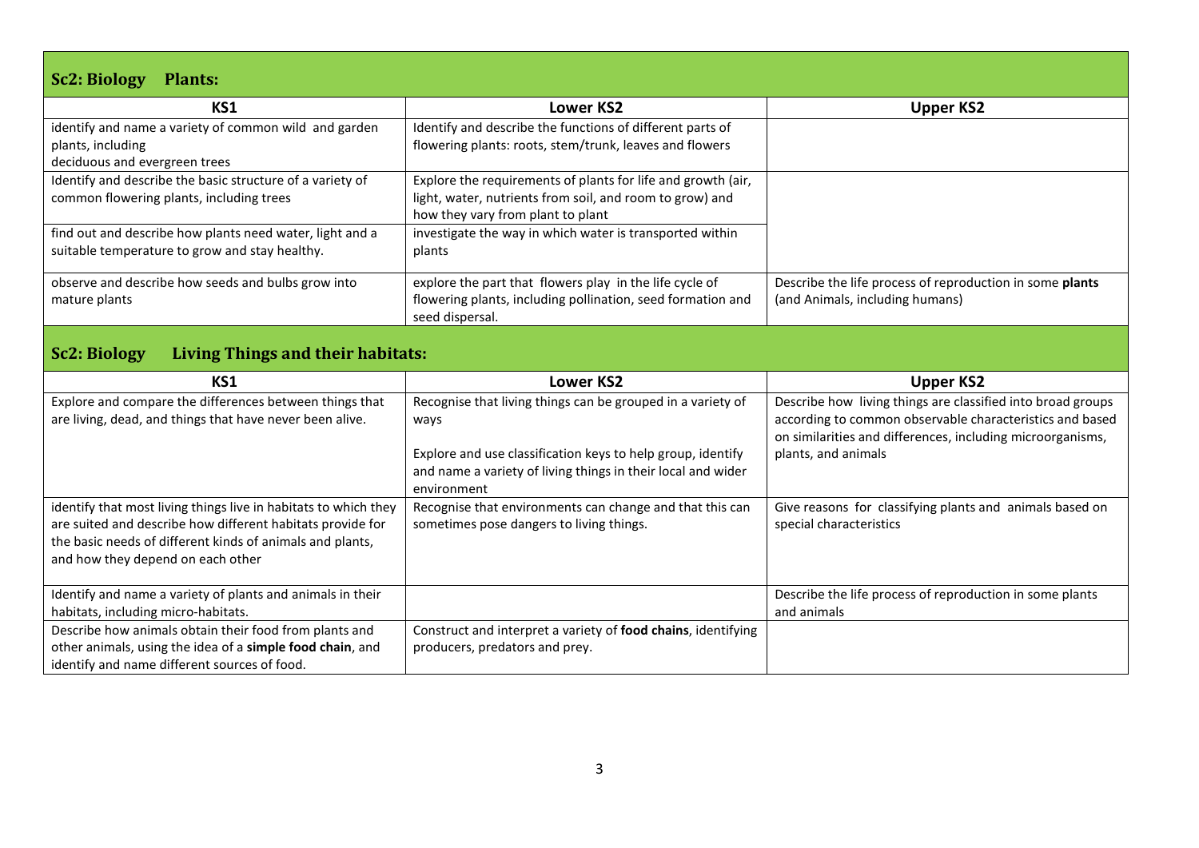## Sc2: Biology Plants:

| KS1 | Lower KS2 | Upper KS2 |
|---|---|---|
| identify and name a variety of common wild and garden plants, including deciduous and evergreen trees | Identify and describe the functions of different parts of flowering plants: roots, stem/trunk, leaves and flowers | |
| Identify and describe the basic structure of a variety of common flowering plants, including trees | Explore the requirements of plants for life and growth (air, light, water, nutrients from soil, and room to grow) and how they vary from plant to plant | |
| find out and describe how plants need water, light and a suitable temperature to grow and stay healthy. | investigate the way in which water is transported within plants | |
| observe and describe how seeds and bulbs grow into mature plants | explore the part that flowers play in the life cycle of flowering plants, including pollination, seed formation and seed dispersal. | Describe the life process of reproduction in some **plants** (and Animals, including humans) |

## Sc2: Biology Living Things and their habitats:

| KS1 | Lower KS2 | Upper KS2 |
|---|---|---|
| Explore and compare the differences between things that are living, dead, and things that have never been alive. | Recognise that living things can be grouped in a variety of ways<br><br>Explore and use classification keys to help group, identify and name a variety of living things in their local and wider environment | Describe how living things are classified into broad groups according to common observable characteristics and based on similarities and differences, including microorganisms, plants, and animals |
| identify that most living things live in habitats to which they are suited and describe how different habitats provide for the basic needs of different kinds of animals and plants, and how they depend on each other | Recognise that environments can change and that this can sometimes pose dangers to living things. | Give reasons for classifying plants and animals based on special characteristics |
| Identify and name a variety of plants and animals in their habitats, including micro-habitats. | | Describe the life process of reproduction in some plants and animals |
| Describe how animals obtain their food from plants and other animals, using the idea of a **simple food chain**, and identify and name different sources of food. | Construct and interpret a variety of **food chains**, identifying producers, predators and prey. | |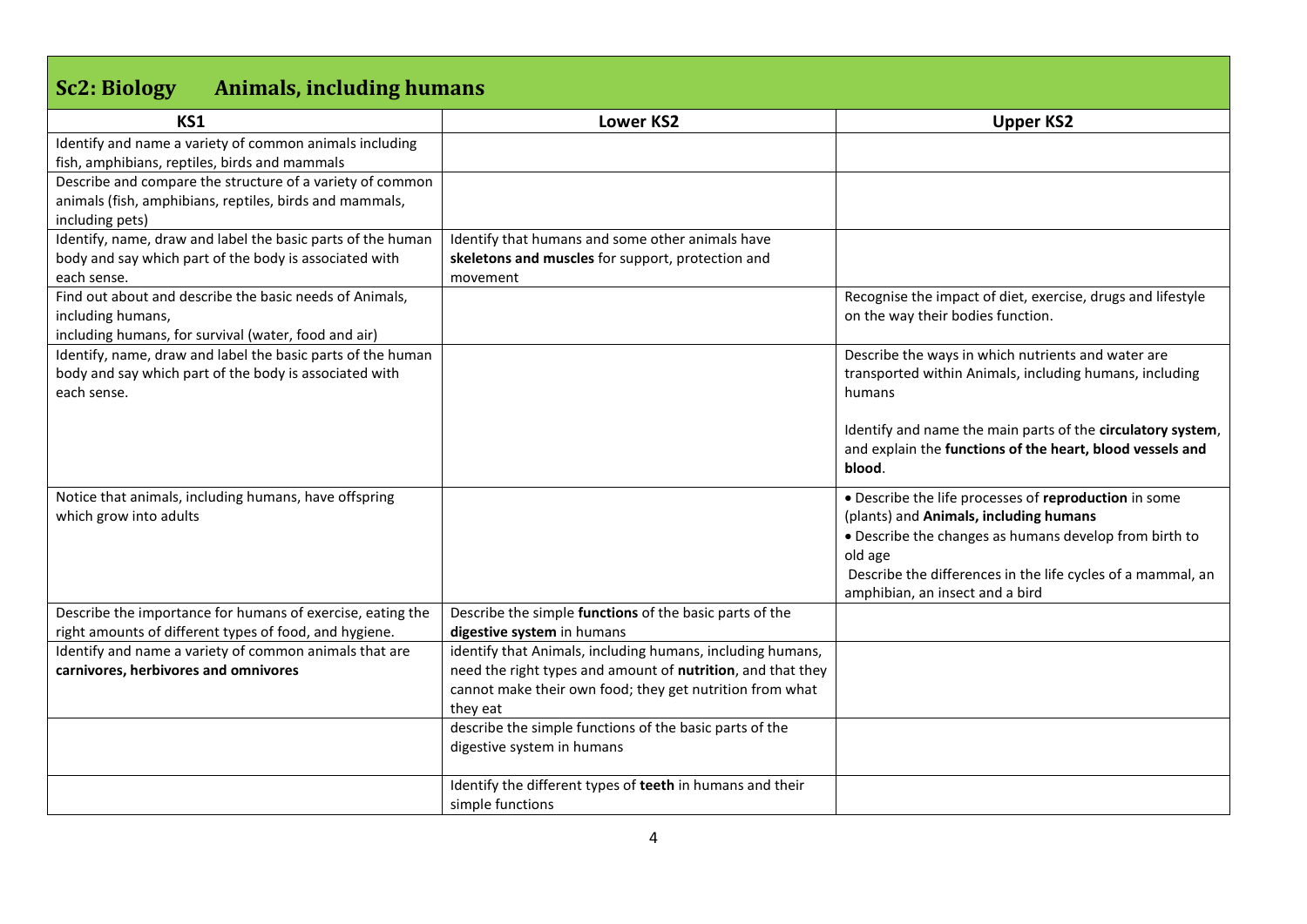## Sc2: Biology Animals, including humans

| KS1 | Lower KS2 | Upper KS2 |
|---|---|---|
| Identify and name a variety of common animals including fish, amphibians, reptiles, birds and mammals | | |
| Describe and compare the structure of a variety of common animals (fish, amphibians, reptiles, birds and mammals, including pets) | | |
| Identify, name, draw and label the basic parts of the human body and say which part of the body is associated with each sense. | Identify that humans and some other animals have **skeletons and muscles** for support, protection and movement | |
| Find out about and describe the basic needs of Animals, including humans, including humans, for survival (water, food and air) | | Recognise the impact of diet, exercise, drugs and lifestyle on the way their bodies function. |
| Identify, name, draw and label the basic parts of the human body and say which part of the body is associated with each sense. | | Describe the ways in which nutrients and water are transported within Animals, including humans, including humans<br><br>Identify and name the main parts of the **circulatory system**, and explain the **functions of the heart, blood vessels and blood**. |
| Notice that animals, including humans, have offspring which grow into adults | | • Describe the life processes of **reproduction** in some (plants) and **Animals, including humans**<br>• Describe the changes as humans develop from birth to old age<br>Describe the differences in the life cycles of a mammal, an amphibian, an insect and a bird |
| Describe the importance for humans of exercise, eating the right amounts of different types of food, and hygiene. | Describe the simple **functions** of the basic parts of the **digestive system** in humans | |
| Identify and name a variety of common animals that are **carnivores, herbivores and omnivores** | identify that Animals, including humans, including humans, need the right types and amount of **nutrition**, and that they cannot make their own food; they get nutrition from what they eat | |
| | describe the simple functions of the basic parts of the digestive system in humans | |
| | Identify the different types of **teeth** in humans and their simple functions | |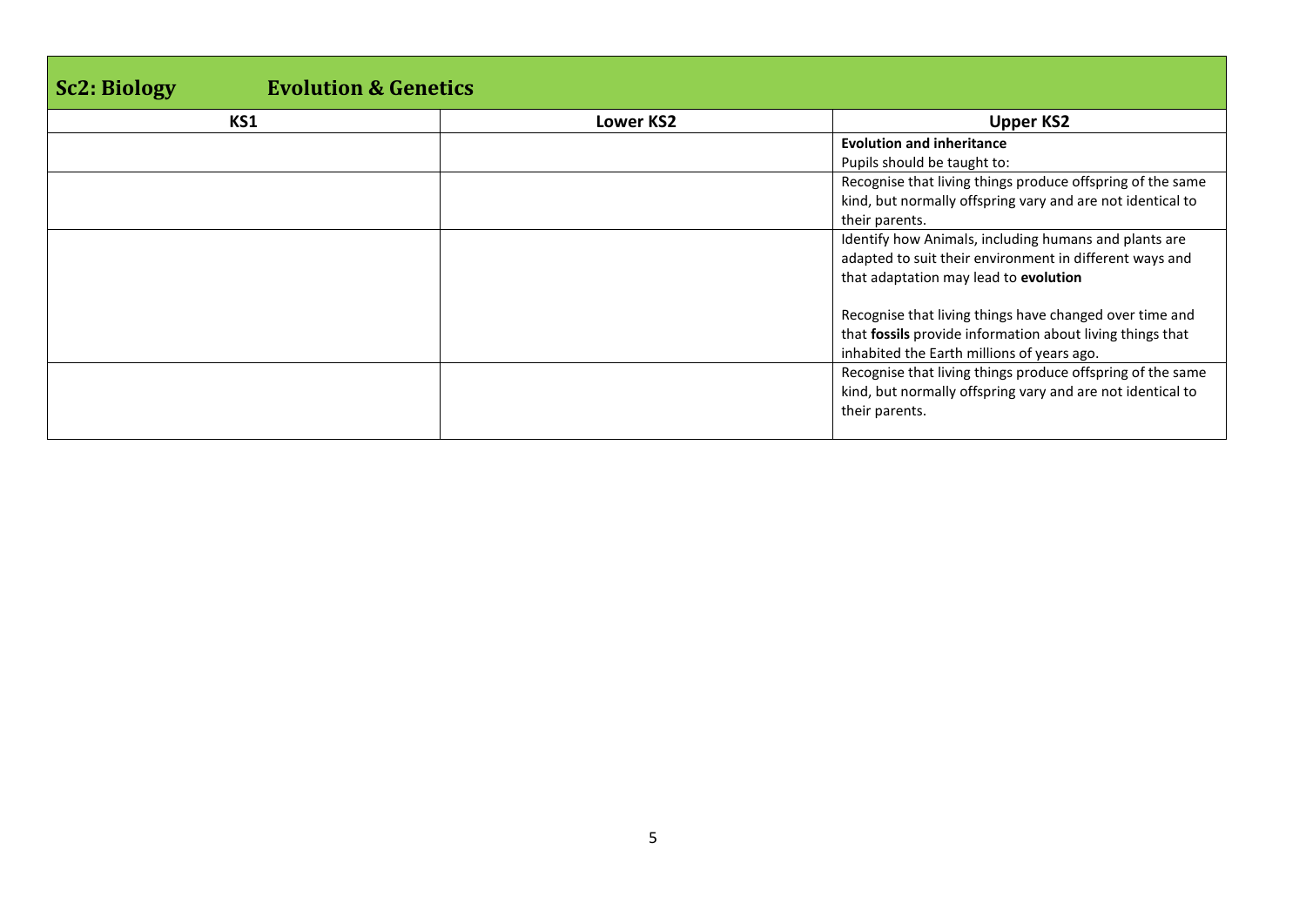## Sc2: Biology Evolution & Genetics

| KS1 | Lower KS2 | Upper KS2 |
|---|---|---|
| | | **Evolution and inheritance**<br>Pupils should be taught to: |
| | | Recognise that living things produce offspring of the same kind, but normally offspring vary and are not identical to their parents. |
| | | Identify how Animals, including humans and plants are adapted to suit their environment in different ways and that adaptation may lead to **evolution**<br><br>Recognise that living things have changed over time and that **fossils** provide information about living things that inhabited the Earth millions of years ago. |
| | | Recognise that living things produce offspring of the same kind, but normally offspring vary and are not identical to their parents. |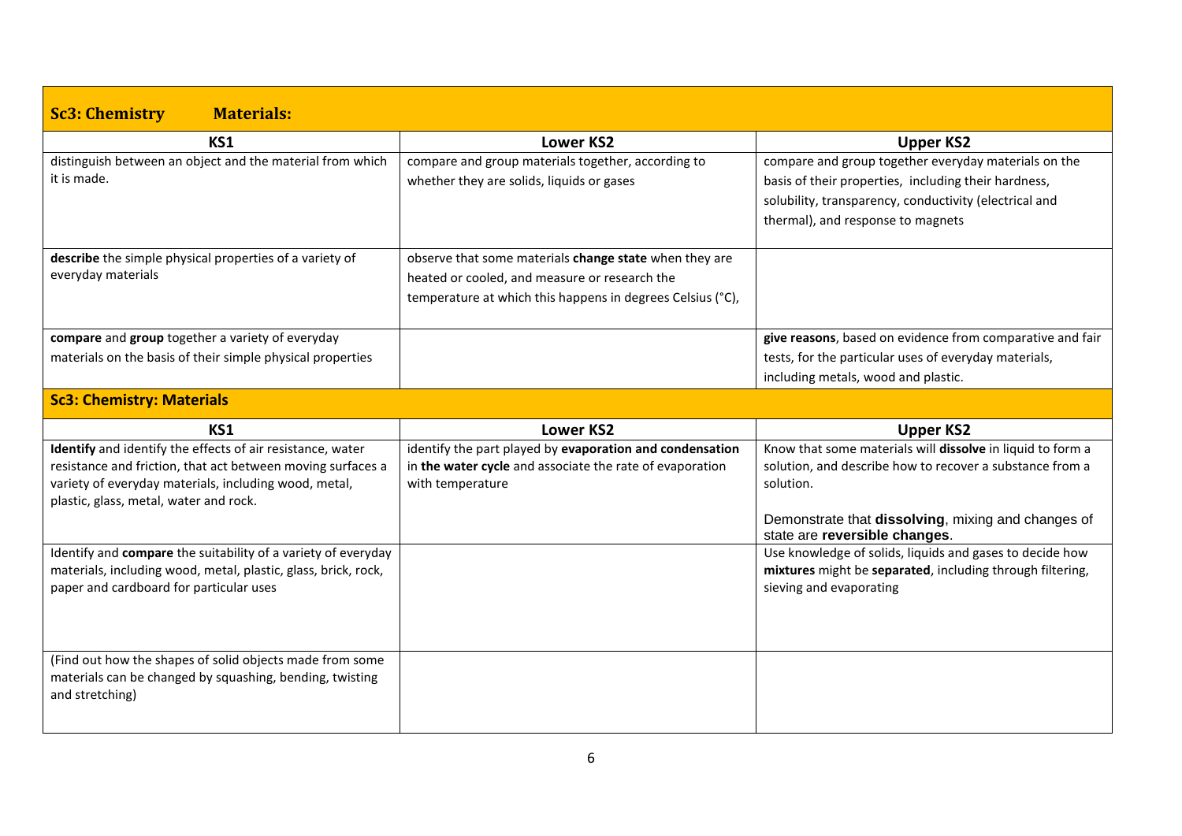## Sc3: Chemistry **Materials:**

| KS1 | Lower KS2 | Upper KS2 |
|---|---|---|
| distinguish between an object and the material from which it is made. | compare and group materials together, according to whether they are solids, liquids or gases | compare and group together everyday materials on the basis of their properties, including their hardness, solubility, transparency, conductivity (electrical and thermal), and response to magnets |
| **describe** the simple physical properties of a variety of everyday materials | observe that some materials **change state** when they are heated or cooled, and measure or research the temperature at which this happens in degrees Celsius (°C), | |
| **compare** and **group** together a variety of everyday materials on the basis of their simple physical properties | | **give reasons**, based on evidence from comparative and fair tests, for the particular uses of everyday materials, including metals, wood and plastic. |

## Sc3: Chemistry: Materials

| KS1 | Lower KS2 | Upper KS2 |
|---|---|---|
| **Identify** and identify the effects of air resistance, water resistance and friction, that act between moving surfaces a variety of everyday materials, including wood, metal, plastic, glass, metal, water and rock. | identify the part played by **evaporation and condensation** in **the water cycle** and associate the rate of evaporation with temperature | Know that some materials will **dissolve** in liquid to form a solution, and describe how to recover a substance from a solution.<br><br>Demonstrate that **dissolving**, mixing and changes of state are **reversible changes**. |
| Identify and **compare** the suitability of a variety of everyday materials, including wood, metal, plastic, glass, brick, rock, paper and cardboard for particular uses | | Use knowledge of solids, liquids and gases to decide how **mixtures** might be **separated**, including through filtering, sieving and evaporating |
| (Find out how the shapes of solid objects made from some materials can be changed by squashing, bending, twisting and stretching) | | |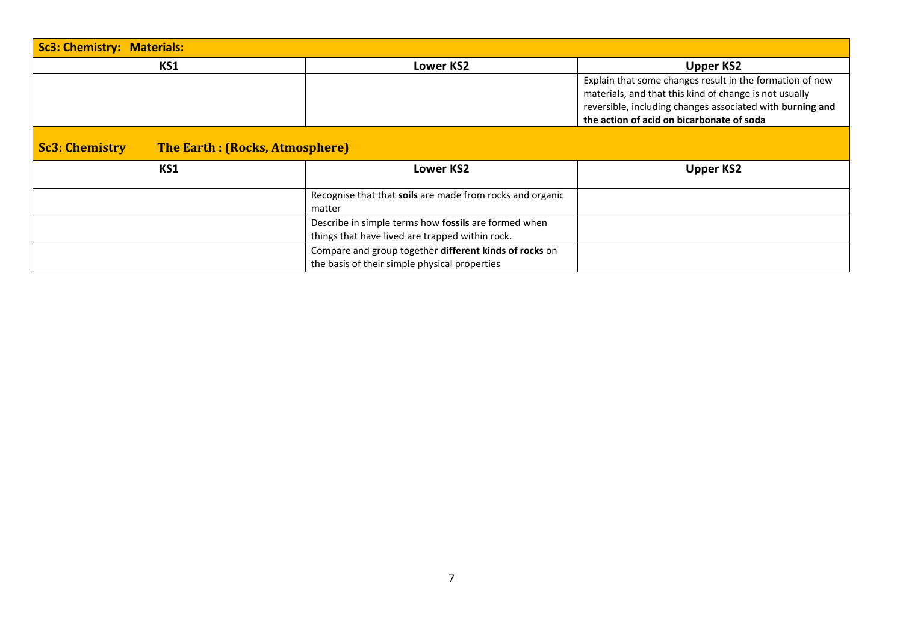## Sc3: Chemistry: Materials:

| KS1 | Lower KS2 | Upper KS2 |
| --- | --- | --- |
| | | Explain that some changes result in the formation of new materials, and that this kind of change is not usually reversible, including changes associated with **burning and the action of acid on bicarbonate of soda** |

## Sc3: Chemistry The Earth : (Rocks, Atmosphere)

| KS1 | Lower KS2 | Upper KS2 |
| --- | --- | --- |
| | Recognise that that **soils** are made from rocks and organic matter | |
| | Describe in simple terms how **fossils** are formed when things that have lived are trapped within rock. | |
| | Compare and group together **different kinds of rocks** on the basis of their simple physical properties | |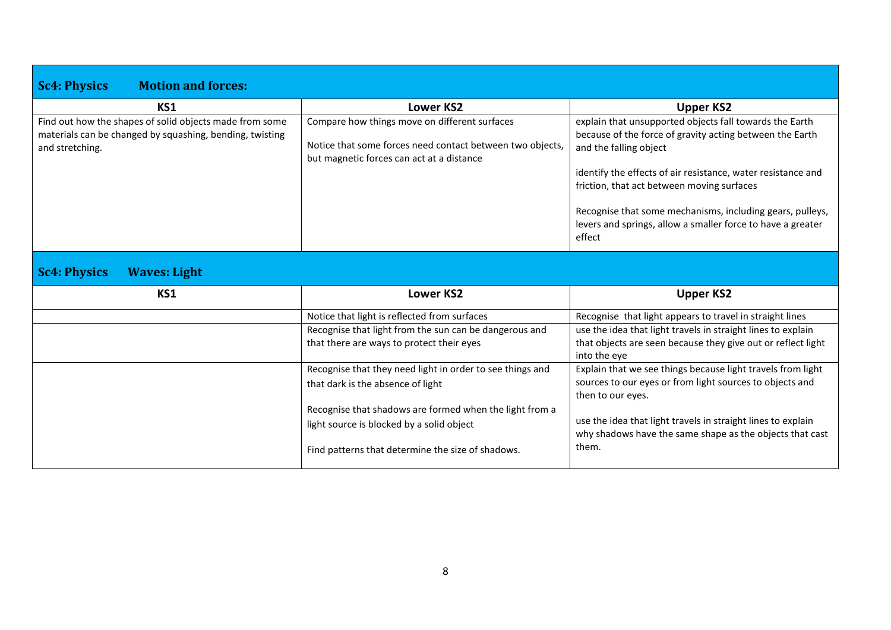## Sc4: Physics Motion and forces:

| KS1 | Lower KS2 | Upper KS2 |
|---|---|---|
| Find out how the shapes of solid objects made from some materials can be changed by squashing, bending, twisting and stretching. | Compare how things move on different surfaces<br><br>Notice that some forces need contact between two objects, but magnetic forces can act at a distance | explain that unsupported objects fall towards the Earth because of the force of gravity acting between the Earth and the falling object<br><br>identify the effects of air resistance, water resistance and friction, that act between moving surfaces<br><br>Recognise that some mechanisms, including gears, pulleys, levers and springs, allow a smaller force to have a greater effect |

## Sc4: Physics Waves: Light

| KS1 | Lower KS2 | Upper KS2 |
|---|---|---|
| | Notice that light is reflected from surfaces | Recognise that light appears to travel in straight lines |
| | Recognise that light from the sun can be dangerous and that there are ways to protect their eyes | use the idea that light travels in straight lines to explain that objects are seen because they give out or reflect light into the eye |
| | Recognise that they need light in order to see things and that dark is the absence of light<br><br>Recognise that shadows are formed when the light from a light source is blocked by a solid object<br><br>Find patterns that determine the size of shadows. | Explain that we see things because light travels from light sources to our eyes or from light sources to objects and then to our eyes.<br><br>use the idea that light travels in straight lines to explain why shadows have the same shape as the objects that cast them. |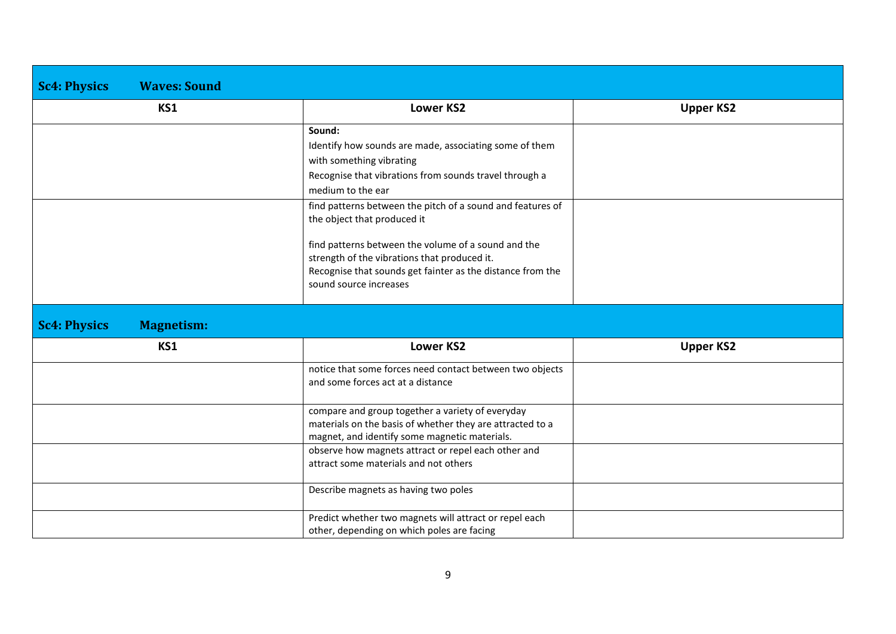## Sc4: Physics Waves: Sound

| KS1 | Lower KS2 | Upper KS2 |
|---|---|---|
| | **Sound:**<br>Identify how sounds are made, associating some of them with something vibrating<br>Recognise that vibrations from sounds travel through a medium to the ear | |
| | find patterns between the pitch of a sound and features of the object that produced it<br><br>find patterns between the volume of a sound and the strength of the vibrations that produced it.<br>Recognise that sounds get fainter as the distance from the sound source increases | |

## Sc4: Physics Magnetism:

| KS1 | Lower KS2 | Upper KS2 |
|---|---|---|
| | notice that some forces need contact between two objects and some forces act at a distance | |
| | compare and group together a variety of everyday materials on the basis of whether they are attracted to a magnet, and identify some magnetic materials. | |
| | observe how magnets attract or repel each other and attract some materials and not others | |
| | Describe magnets as having two poles | |
| | Predict whether two magnets will attract or repel each other, depending on which poles are facing | |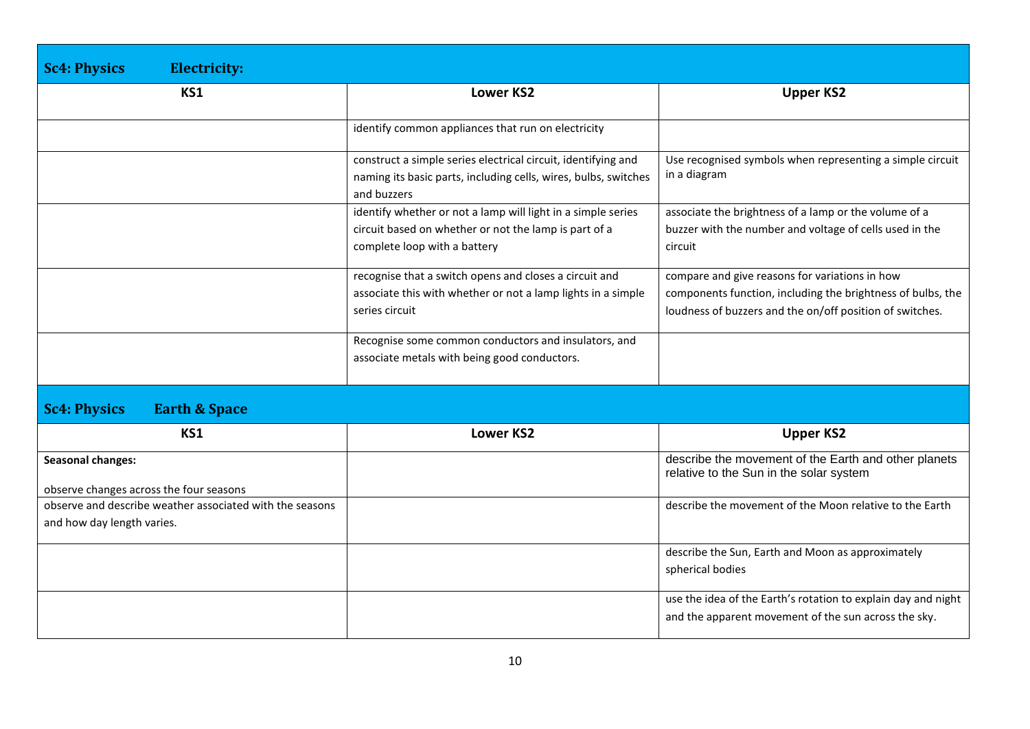## Sc4: Physics Electricity:

| KS1 | Lower KS2 | Upper KS2 |
|---|---|---|
| | identify common appliances that run on electricity | |
| | construct a simple series electrical circuit, identifying and naming its basic parts, including cells, wires, bulbs, switches and buzzers | Use recognised symbols when representing a simple circuit in a diagram |
| | identify whether or not a lamp will light in a simple series circuit based on whether or not the lamp is part of a complete loop with a battery | associate the brightness of a lamp or the volume of a buzzer with the number and voltage of cells used in the circuit |
| | recognise that a switch opens and closes a circuit and associate this with whether or not a lamp lights in a simple series circuit | compare and give reasons for variations in how components function, including the brightness of bulbs, the loudness of buzzers and the on/off position of switches. |
| | Recognise some common conductors and insulators, and associate metals with being good conductors. | |

## Sc4: Physics Earth & Space

| KS1 | Lower KS2 | Upper KS2 |
|---|---|---|
| **Seasonal changes:** observe changes across the four seasons | | describe the movement of the Earth and other planets relative to the Sun in the solar system |
| observe and describe weather associated with the seasons and how day length varies. | | describe the movement of the Moon relative to the Earth |
| | | describe the Sun, Earth and Moon as approximately spherical bodies |
| | | use the idea of the Earth's rotation to explain day and night and the apparent movement of the sun across the sky. |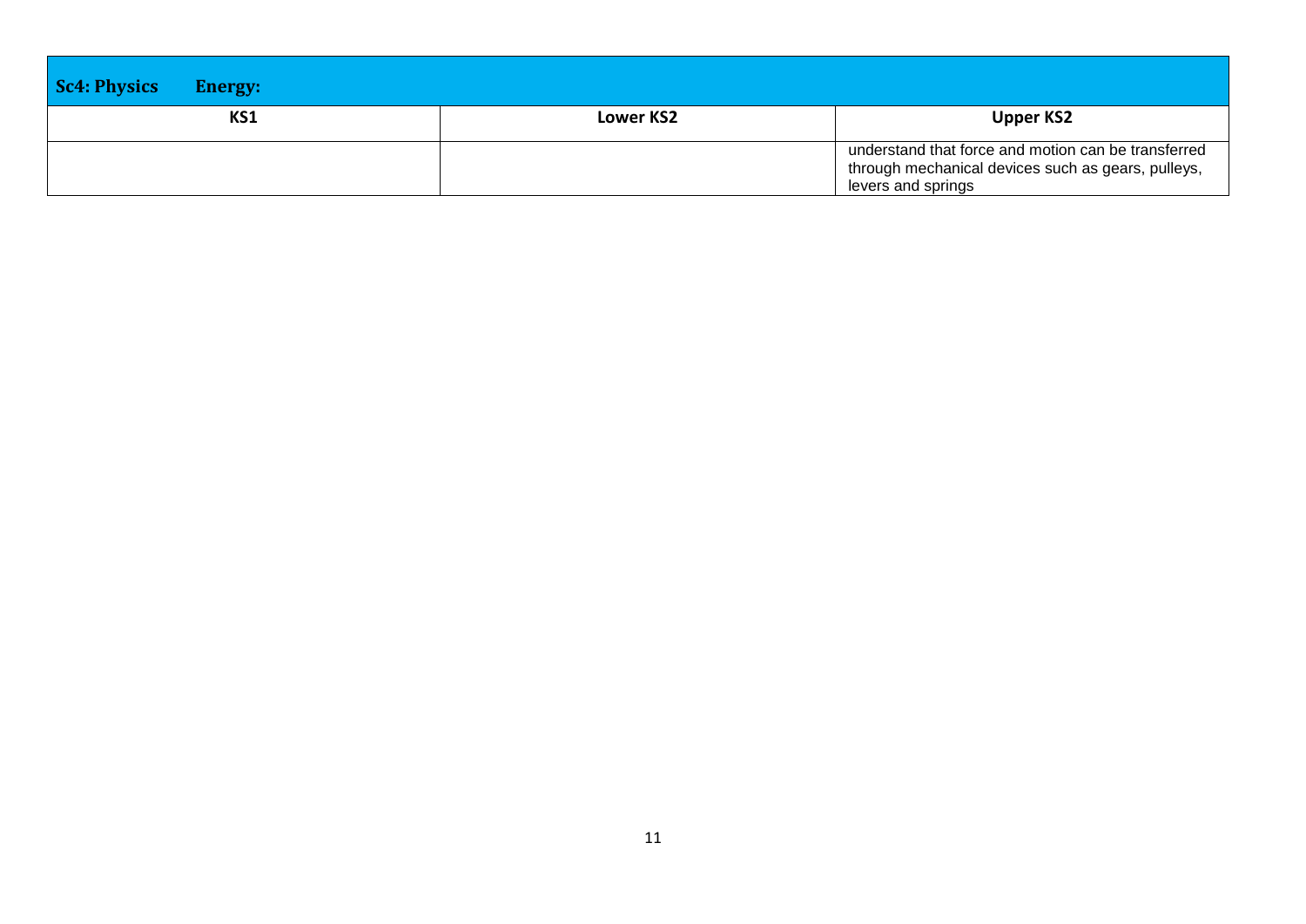| **Sc4: Physics Energy:** | | |
|---|---|---|
| **KS1** | **Lower KS2** | **Upper KS2** |
| | | understand that force and motion can be transferred through mechanical devices such as gears, pulleys, levers and springs |